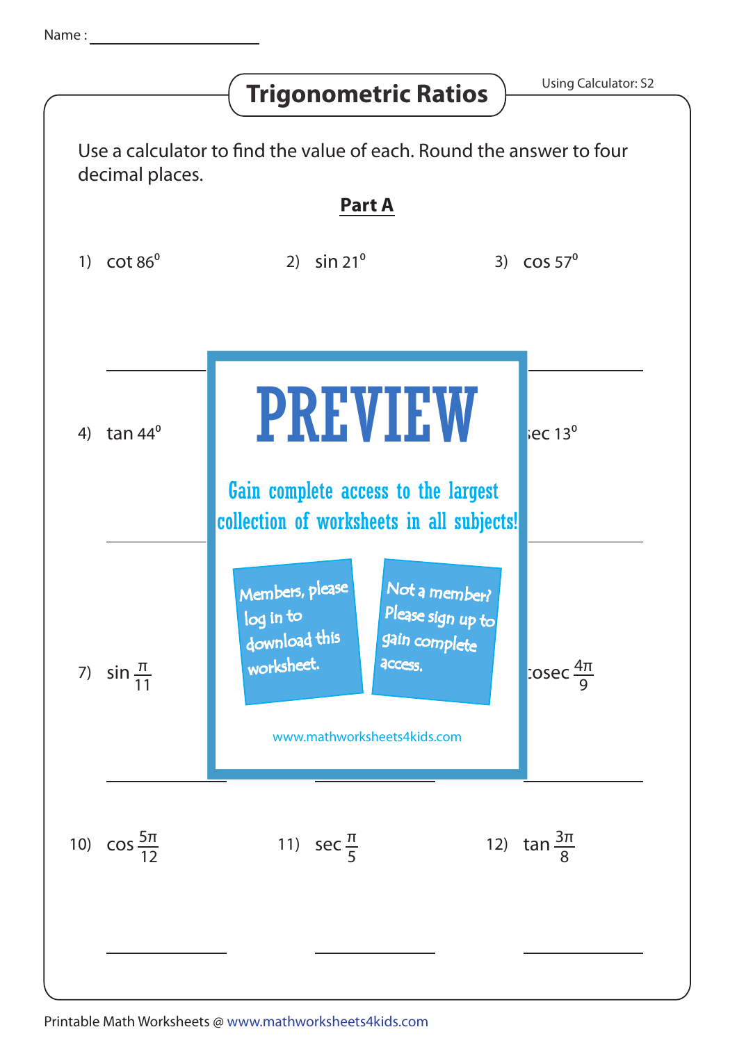Name : ____________________

# Trigonometric Ratios

Using Calculator: S2

Use a calculator to find the value of each. Round the answer to four decimal places.

## Part A

1) $\cot 86^0$

2) $\sin 21^0$

3) $\cos 57^0$

4) $\tan 44^0$

sec $13^0$

PREVIEW

Gain complete access to the largest collection of worksheets in all subjects!

Members, please log in to download this worksheet.

Not a member? Please sign up to gain complete access.

www.mathworksheets4kids.com

7) $\sin \frac{\pi}{11}$

cosec $\frac{4\pi}{9}$

10) $\cos \frac{5\pi}{12}$

11) $\sec \frac{\pi}{5}$

12) $\tan \frac{3\pi}{8}$

Printable Math Worksheets @ www.mathworksheets4kids.com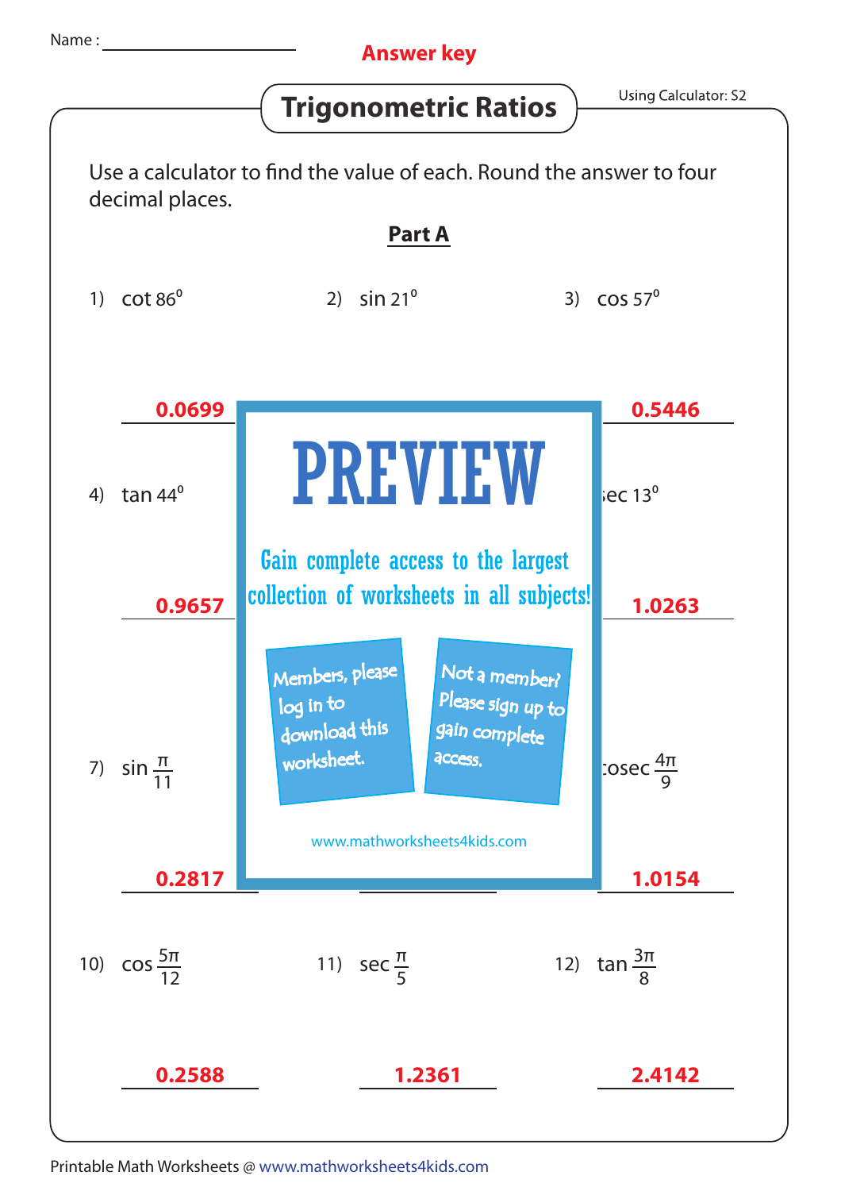Name :

**Answer key**

# Trigonometric Ratios

Using Calculator: S2

Use a calculator to find the value of each. Round the answer to four decimal places.

## Part A

1) $\cot 86^{0}$

**0.0699**

2) $\sin 21^{0}$

3) $\cos 57^{0}$

**0.5446**

4) $\tan 44^{0}$

**0.9657**

PREVIEW

Gain complete access to the largest collection of worksheets in all subjects!

Members, please log in to download this worksheet.

Not a member? Please sign up to gain complete access.

www.mathworksheets4kids.com

6) $\sec 13^{0}$

**1.0263**

7) $\sin \frac{\pi}{11}$

**0.2817**

9) $\operatorname{cosec} \frac{4\pi}{9}$

**1.0154**

10) $\cos \frac{5\pi}{12}$

**0.2588**

11) $\sec \frac{\pi}{5}$

**1.2361**

12) $\tan \frac{3\pi}{8}$

**2.4142**